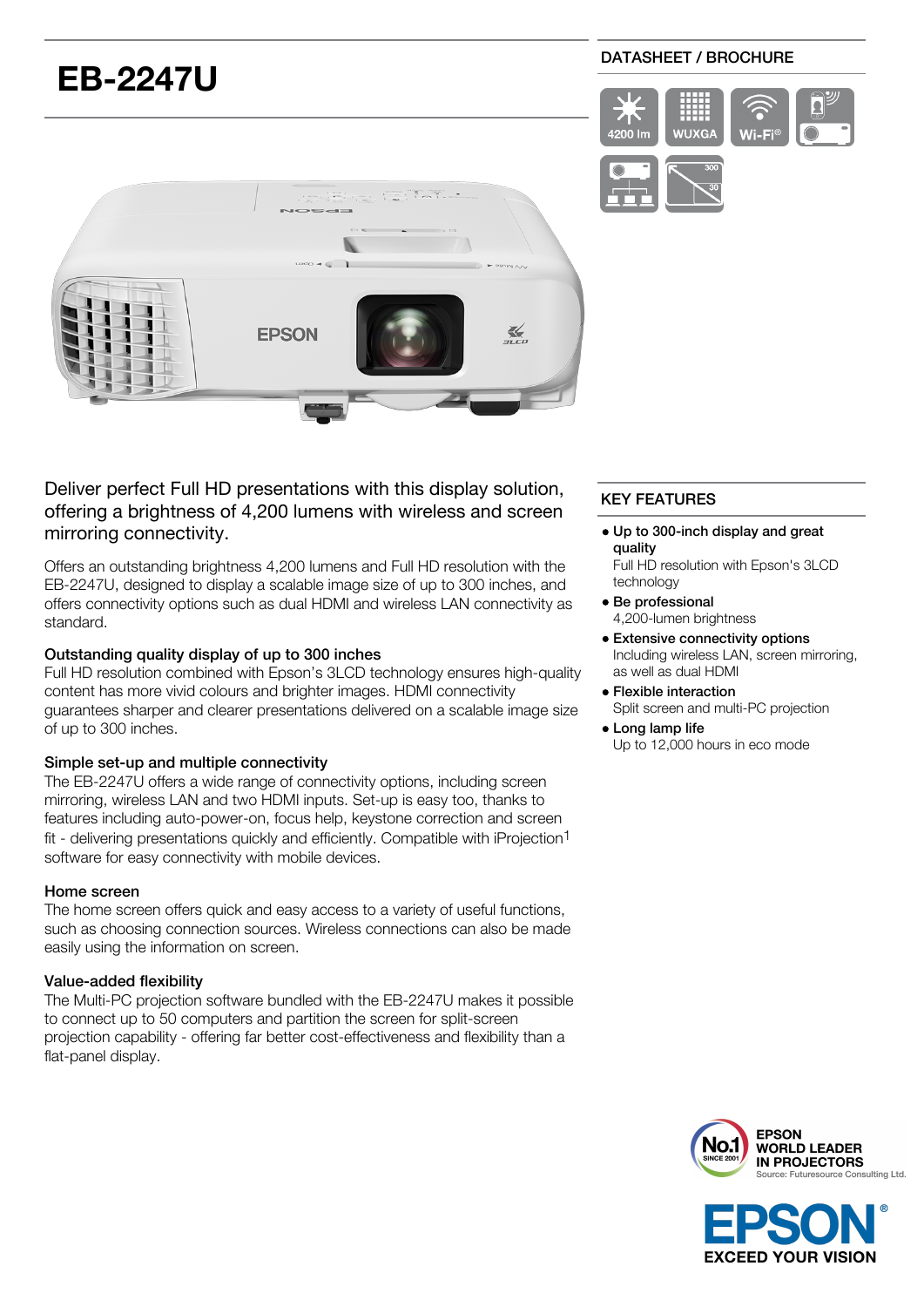# EB-2247U

DATASHEET / BROCHURE

4200 lm | WUXGA | Wi-Fi®

Deliver perfect Full HD presentations with this display solution, offering a brightness of 4,200 lumens with wireless and screen mirroring connectivity.

Offers an outstanding brightness 4,200 lumens and Full HD resolution with the EB-2247U, designed to display a scalable image size of up to 300 inches, and offers connectivity options such as dual HDMI and wireless LAN connectivity as standard.

### Outstanding quality display of up to 300 inches

Full HD resolution combined with Epson's 3LCD technology ensures high-quality content has more vivid colours and brighter images. HDMI connectivity guarantees sharper and clearer presentations delivered on a scalable image size of up to 300 inches.

### Simple set-up and multiple connectivity

The EB-2247U offers a wide range of connectivity options, including screen mirroring, wireless LAN and two HDMI inputs. Set-up is easy too, thanks to features including auto-power-on, focus help, keystone correction and screen fit - delivering presentations quickly and efficiently. Compatible with iProjection[1] software for easy connectivity with mobile devices.

### Home screen

The home screen offers quick and easy access to a variety of useful functions, such as choosing connection sources. Wireless connections can also be made easily using the information on screen.

### Value-added flexibility

The Multi-PC projection software bundled with the EB-2247U makes it possible to connect up to 50 computers and partition the screen for split-screen projection capability - offering far better cost-effectiveness and flexibility than a flat-panel display.

## KEY FEATURES

- **Up to 300-inch display and great quality**
  Full HD resolution with Epson's 3LCD technology
- **Be professional**
  4,200-lumen brightness
- **Extensive connectivity options**
  Including wireless LAN, screen mirroring, as well as dual HDMI
- **Flexible interaction**
  Split screen and multi-PC projection
- **Long lamp life**
  Up to 12,000 hours in eco mode

No.1 SINCE 2001 EPSON WORLD LEADER IN PROJECTORS
Source: Futuresource Consulting Ltd.

EPSON® EXCEED YOUR VISION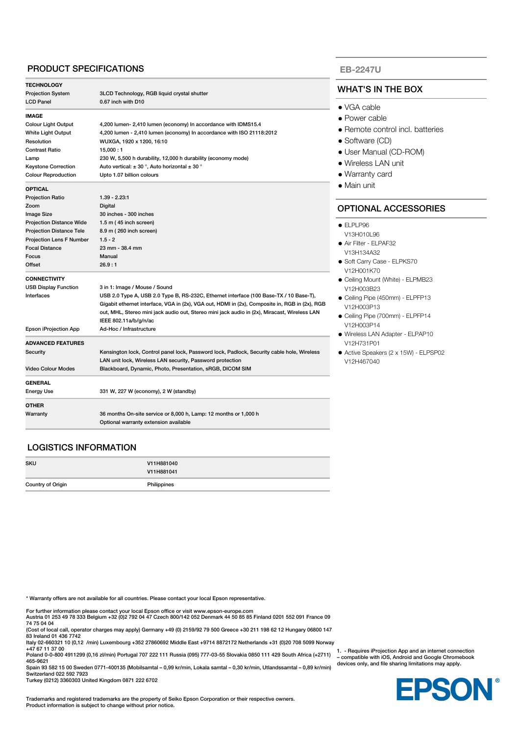## PRODUCT SPECIFICATIONS

| | |
|---|---|
| **TECHNOLOGY** | |
| Projection System | 3LCD Technology, RGB liquid crystal shutter |
| LCD Panel | 0.67 inch with D10 |
| **IMAGE** | |
| Colour Light Output | 4,200 lumen- 2,410 lumen (economy) In accordance with IDMS15.4 |
| White Light Output | 4,200 lumen - 2,410 lumen (economy) In accordance with ISO 21118:2012 |
| Resolution | WUXGA, 1920 x 1200, 16:10 |
| Contrast Ratio | 15,000 : 1 |
| Lamp | 230 W, 5,500 h durability, 12,000 h durability (economy mode) |
| Keystone Correction | Auto vertical: ± 30 °, Auto horizontal ± 30 ° |
| Colour Reproduction | Upto 1.07 billion colours |
| **OPTICAL** | |
| Projection Ratio | 1.39 - 2.23:1 |
| Zoom | Digital |
| Image Size | 30 inches - 300 inches |
| Projection Distance Wide | 1.5 m ( 45 inch screen) |
| Projection Distance Tele | 8.9 m ( 260 inch screen) |
| Projection Lens F Number | 1.5 - 2 |
| Focal Distance | 23 mm - 38.4 mm |
| Focus | Manual |
| Offset | 26.9 : 1 |
| **CONNECTIVITY** | |
| USB Display Function | 3 in 1: Image / Mouse / Sound |
| Interfaces | USB 2.0 Type A, USB 2.0 Type B, RS-232C, Ethernet interface (100 Base-TX / 10 Base-T), Gigabit ethernet interface, VGA in (2x), VGA out, HDMI in (2x), Composite in, RGB in (2x), RGB out, MHL, Stereo mini jack audio out, Stereo mini jack audio in (2x), Miracast, Wireless LAN IEEE 802.11a/b/g/n/ac |
| Epson iProjection App | Ad-Hoc / Infrastructure |
| **ADVANCED FEATURES** | |
| Security | Kensington lock, Control panel lock, Password lock, Padlock, Security cable hole, Wireless LAN unit lock, Wireless LAN security, Password protection |
| Video Colour Modes | Blackboard, Dynamic, Photo, Presentation, sRGB, DICOM SIM |
| **GENERAL** | |
| Energy Use | 331 W, 227 W (economy), 2 W (standby) |
| **OTHER** | |
| Warranty | 36 months On-site service or 8,000 h, Lamp: 12 months or 1,000 h<br>Optional warranty extension available |

## LOGISTICS INFORMATION

| | |
|---|---|
| SKU | V11H881040<br>V11H881041 |
| Country of Origin | Philippines |

**EB-2247U**

## WHAT'S IN THE BOX

- VGA cable
- Power cable
- Remote control incl. batteries
- Software (CD)
- User Manual (CD-ROM)
- Wireless LAN unit
- Warranty card
- Main unit

## OPTIONAL ACCESSORIES

- ELPLP96
  V13H010L96
- Air Filter - ELPAF32
  V13H134A32
- Soft Carry Case - ELPKS70
  V12H001K70
- Ceiling Mount (White) - ELPMB23
  V12H003B23
- Ceiling Pipe (450mm) - ELPFP13
  V12H003P13
- Ceiling Pipe (700mm) - ELPFP14
  V12H003P14
- Wireless LAN Adapter - ELPAP10
  V12H731P01
- Active Speakers (2 x 15W) - ELPSP02
  V12H467040

\* Warranty offers are not available for all countries. Please contact your local Epson representative.

For further information please contact your local Epson office or visit www.epson-europe.com
Austria 01 253 49 78 333 Belgium +32 (0)2 792 04 47 Czech 800/142 052 Denmark 44 50 85 85 Finland 0201 552 091 France 09 74 75 04 04
(Cost of local call, operator charges may apply) Germany +49 (0) 2159/92 79 500 Greece +30 211 198 62 12 Hungary 06800 147 83 Ireland 01 436 7742
Italy 02-660321 10 (0,12 /min) Luxembourg +352 27860692 Middle East +9714 8872172 Netherlands +31 (0)20 708 5099 Norway +47 67 11 37 00
Poland 0-0-800 4911299 (0,16 zl/min) Portugal 707 222 111 Russia (095) 777-03-55 Slovakia 0850 111 429 South Africa (+2711) 465-9621
Spain 93 582 15 00 Sweden 0771-400135 (Mobilsamtal – 0,99 kr/min, Lokala samtal – 0,30 kr/min, Utlandssamtal – 0,89 kr/min) Switzerland 022 592 7923
Turkey (0212) 3360303 United Kingdom 0871 222 6702

Trademarks and registered trademarks are the property of Seiko Epson Corporation or their respective owners.
Product information is subject to change without prior notice.

1. - Requires iProjection App and an internet connection – compatible with iOS, Android and Google Chromebook devices only, and file sharing limitations may apply.

EPSON®